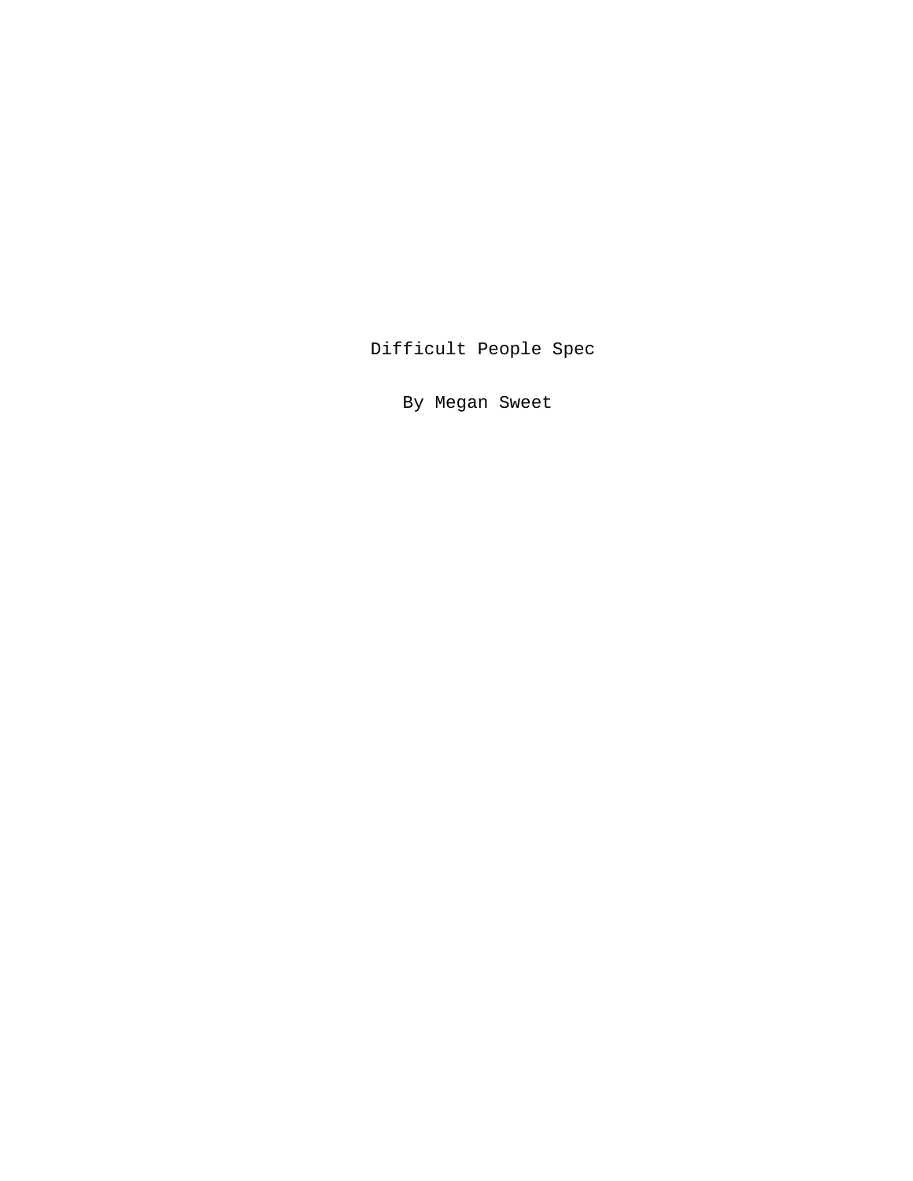# Difficult People Spec

By Megan Sweet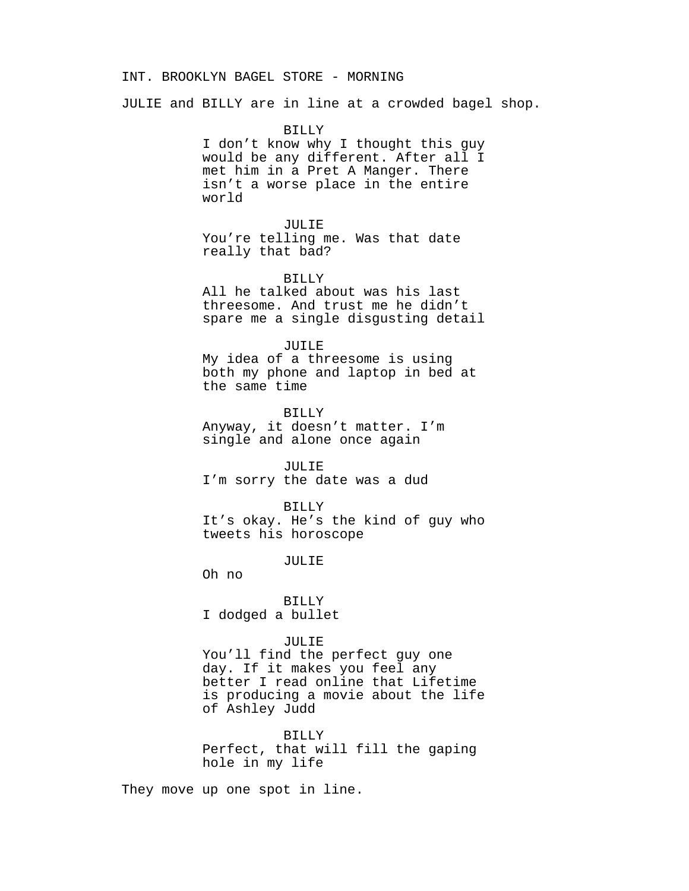INT. BROOKLYN BAGEL STORE - MORNING

JULIE and BILLY are in line at a crowded bagel shop.

BILLY
I don't know why I thought this guy would be any different. After all I met him in a Pret A Manger. There isn't a worse place in the entire world

JULIE
You're telling me. Was that date really that bad?

BILLY
All he talked about was his last threesome. And trust me he didn't spare me a single disgusting detail

JUILE
My idea of a threesome is using both my phone and laptop in bed at the same time

BILLY
Anyway, it doesn't matter. I'm single and alone once again

JULIE
I'm sorry the date was a dud

BILLY
It's okay. He's the kind of guy who tweets his horoscope

JULIE
Oh no

BILLY
I dodged a bullet

JULIE
You'll find the perfect guy one day. If it makes you feel any better I read online that Lifetime is producing a movie about the life of Ashley Judd

BILLY
Perfect, that will fill the gaping hole in my life

They move up one spot in line.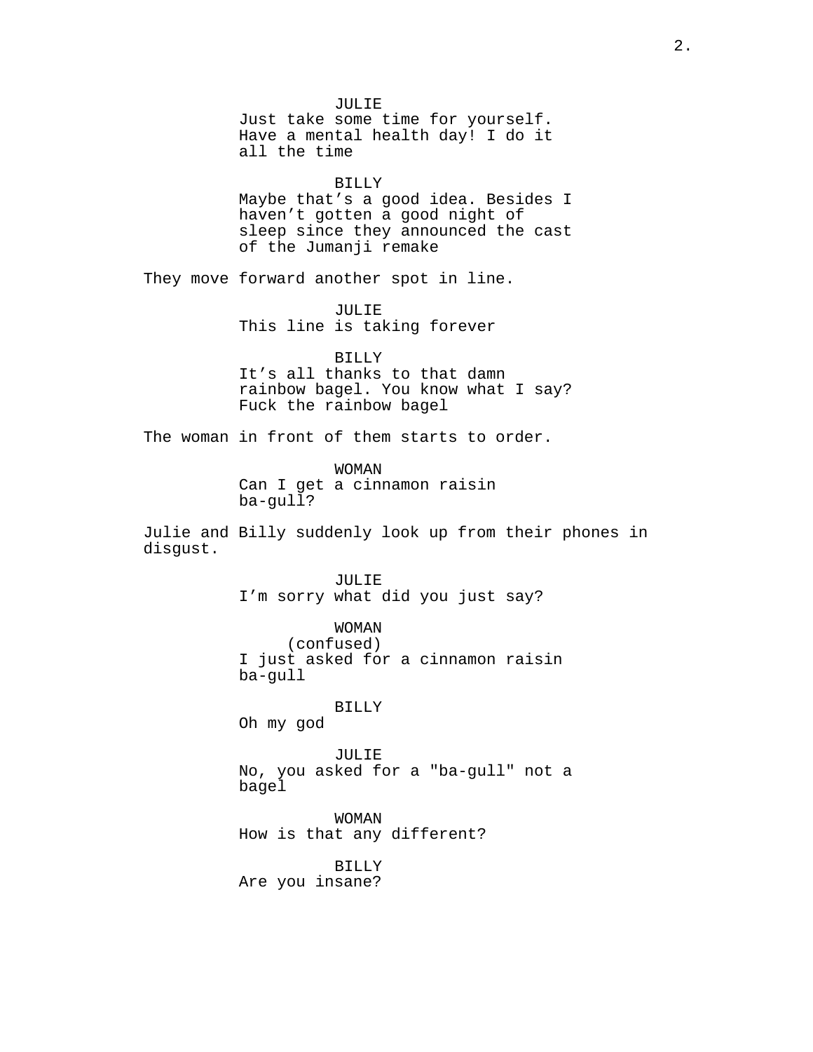JULIE
Just take some time for yourself. Have a mental health day! I do it all the time

BILLY
Maybe that’s a good idea. Besides I haven’t gotten a good night of sleep since they announced the cast of the Jumanji remake

They move forward another spot in line.

JULIE
This line is taking forever

BILLY
It’s all thanks to that damn rainbow bagel. You know what I say? Fuck the rainbow bagel

The woman in front of them starts to order.

WOMAN
Can I get a cinnamon raisin ba-gull?

Julie and Billy suddenly look up from their phones in disgust.

JULIE
I’m sorry what did you just say?

WOMAN
(confused)
I just asked for a cinnamon raisin ba-gull

BILLY
Oh my god

JULIE
No, you asked for a "ba-gull" not a bagel

WOMAN
How is that any different?

BILLY
Are you insane?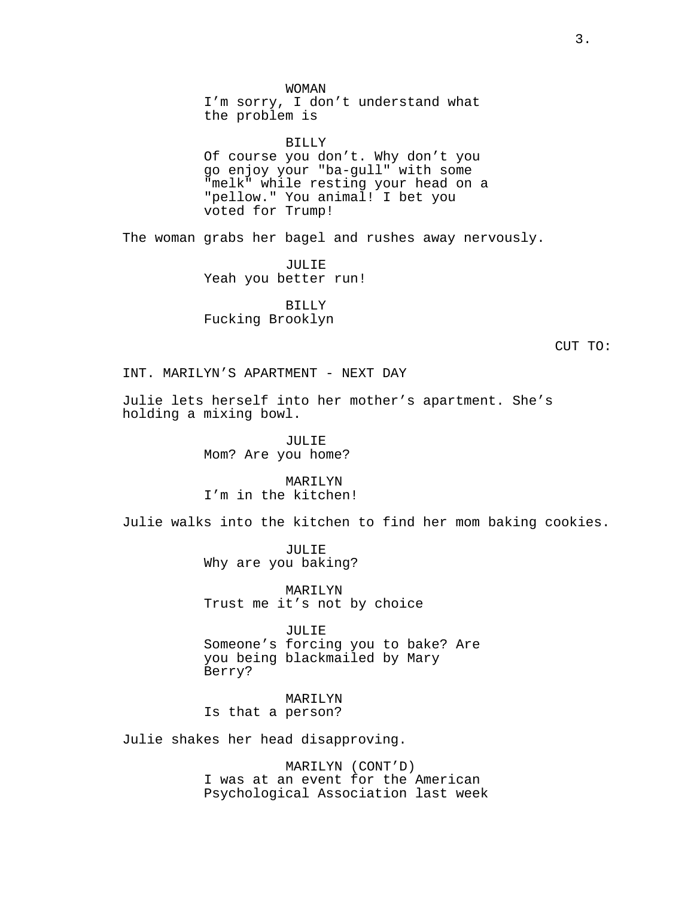WOMAN
I'm sorry, I don't understand what the problem is

BILLY
Of course you don't. Why don't you go enjoy your "ba-gull" with some "melk" while resting your head on a "pellow." You animal! I bet you voted for Trump!

The woman grabs her bagel and rushes away nervously.

JULIE
Yeah you better run!

BILLY
Fucking Brooklyn

CUT TO:

INT. MARILYN'S APARTMENT - NEXT DAY

Julie lets herself into her mother's apartment. She's holding a mixing bowl.

JULIE
Mom? Are you home?

MARILYN
I'm in the kitchen!

Julie walks into the kitchen to find her mom baking cookies.

JULIE
Why are you baking?

MARILYN
Trust me it's not by choice

JULIE
Someone's forcing you to bake? Are you being blackmailed by Mary Berry?

MARILYN
Is that a person?

Julie shakes her head disapproving.

MARILYN (CONT'D)
I was at an event for the American Psychological Association last week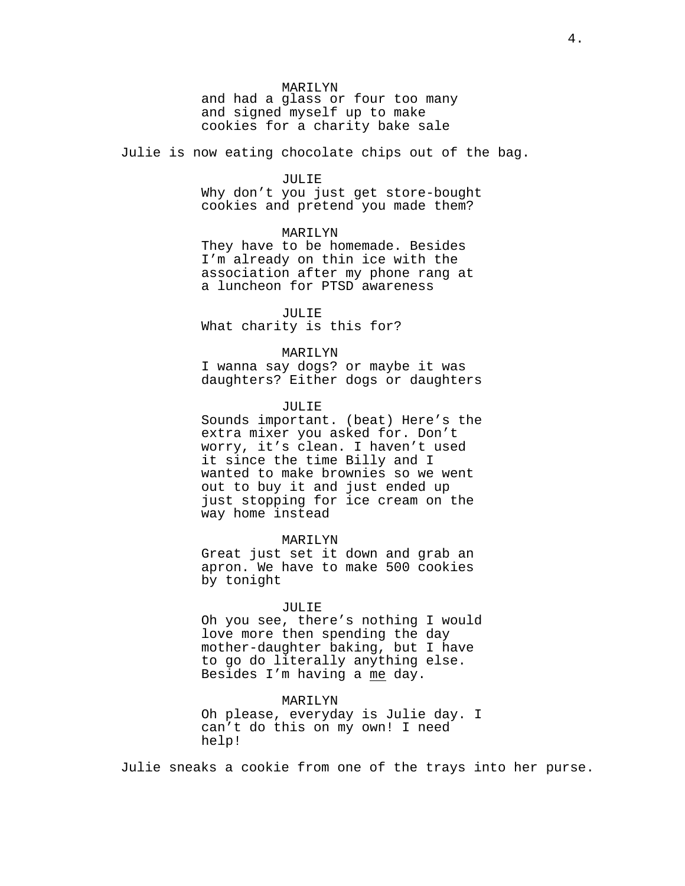MARILYN
and had a glass or four too many and signed myself up to make cookies for a charity bake sale

Julie is now eating chocolate chips out of the bag.

JULIE
Why don't you just get store-bought cookies and pretend you made them?

MARILYN
They have to be homemade. Besides I'm already on thin ice with the association after my phone rang at a luncheon for PTSD awareness

JULIE
What charity is this for?

MARILYN
I wanna say dogs? or maybe it was daughters? Either dogs or daughters

JULIE
Sounds important. (beat) Here's the extra mixer you asked for. Don't worry, it's clean. I haven't used it since the time Billy and I wanted to make brownies so we went out to buy it and just ended up just stopping for ice cream on the way home instead

MARILYN
Great just set it down and grab an apron. We have to make 500 cookies by tonight

JULIE
Oh you see, there's nothing I would love more then spending the day mother-daughter baking, but I have to go do literally anything else. Besides I'm having a <u>me</u> day.

MARILYN
Oh please, everyday is Julie day. I can't do this on my own! I need help!

Julie sneaks a cookie from one of the trays into her purse.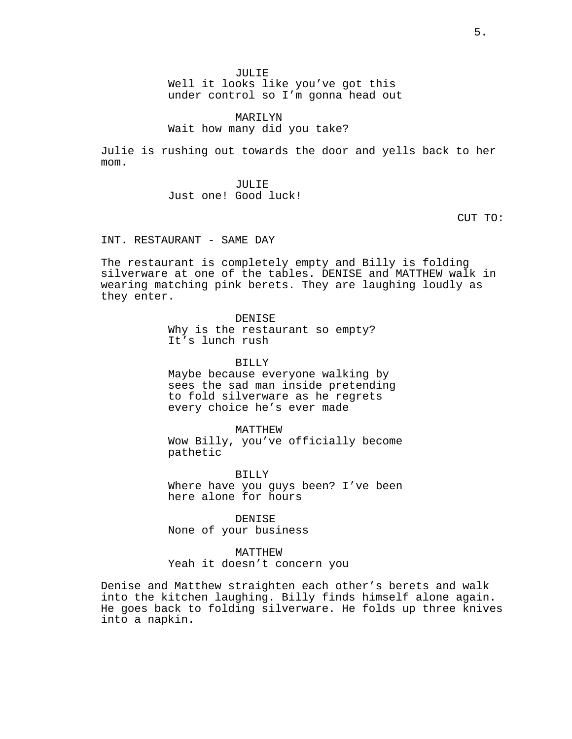JULIE
Well it looks like you've got this under control so I'm gonna head out

MARILYN
Wait how many did you take?

Julie is rushing out towards the door and yells back to her mom.

JULIE
Just one! Good luck!

CUT TO:

INT. RESTAURANT - SAME DAY

The restaurant is completely empty and Billy is folding silverware at one of the tables. DENISE and MATTHEW walk in wearing matching pink berets. They are laughing loudly as they enter.

DENISE
Why is the restaurant so empty? It's lunch rush

BILLY
Maybe because everyone walking by sees the sad man inside pretending to fold silverware as he regrets every choice he's ever made

MATTHEW
Wow Billy, you've officially become pathetic

BILLY
Where have you guys been? I've been here alone for hours

DENISE
None of your business

MATTHEW
Yeah it doesn't concern you

Denise and Matthew straighten each other's berets and walk into the kitchen laughing. Billy finds himself alone again. He goes back to folding silverware. He folds up three knives into a napkin.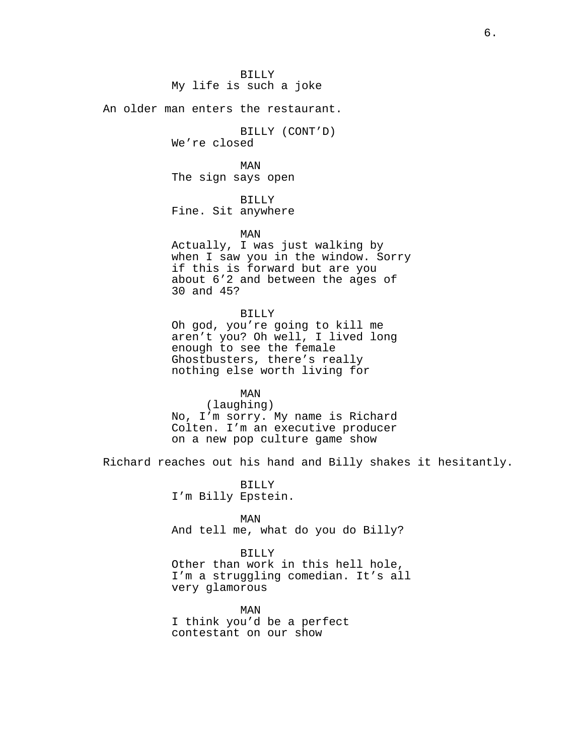BILLY
My life is such a joke

An older man enters the restaurant.

BILLY (CONT'D)
We're closed

MAN
The sign says open

BILLY
Fine. Sit anywhere

MAN
Actually, I was just walking by when I saw you in the window. Sorry if this is forward but are you about 6'2 and between the ages of 30 and 45?

BILLY
Oh god, you're going to kill me aren't you? Oh well, I lived long enough to see the female Ghostbusters, there's really nothing else worth living for

MAN
(laughing)
No, I'm sorry. My name is Richard Colten. I'm an executive producer on a new pop culture game show

Richard reaches out his hand and Billy shakes it hesitantly.

BILLY
I'm Billy Epstein.

MAN
And tell me, what do you do Billy?

BILLY
Other than work in this hell hole, I'm a struggling comedian. It's all very glamorous

MAN
I think you'd be a perfect contestant on our show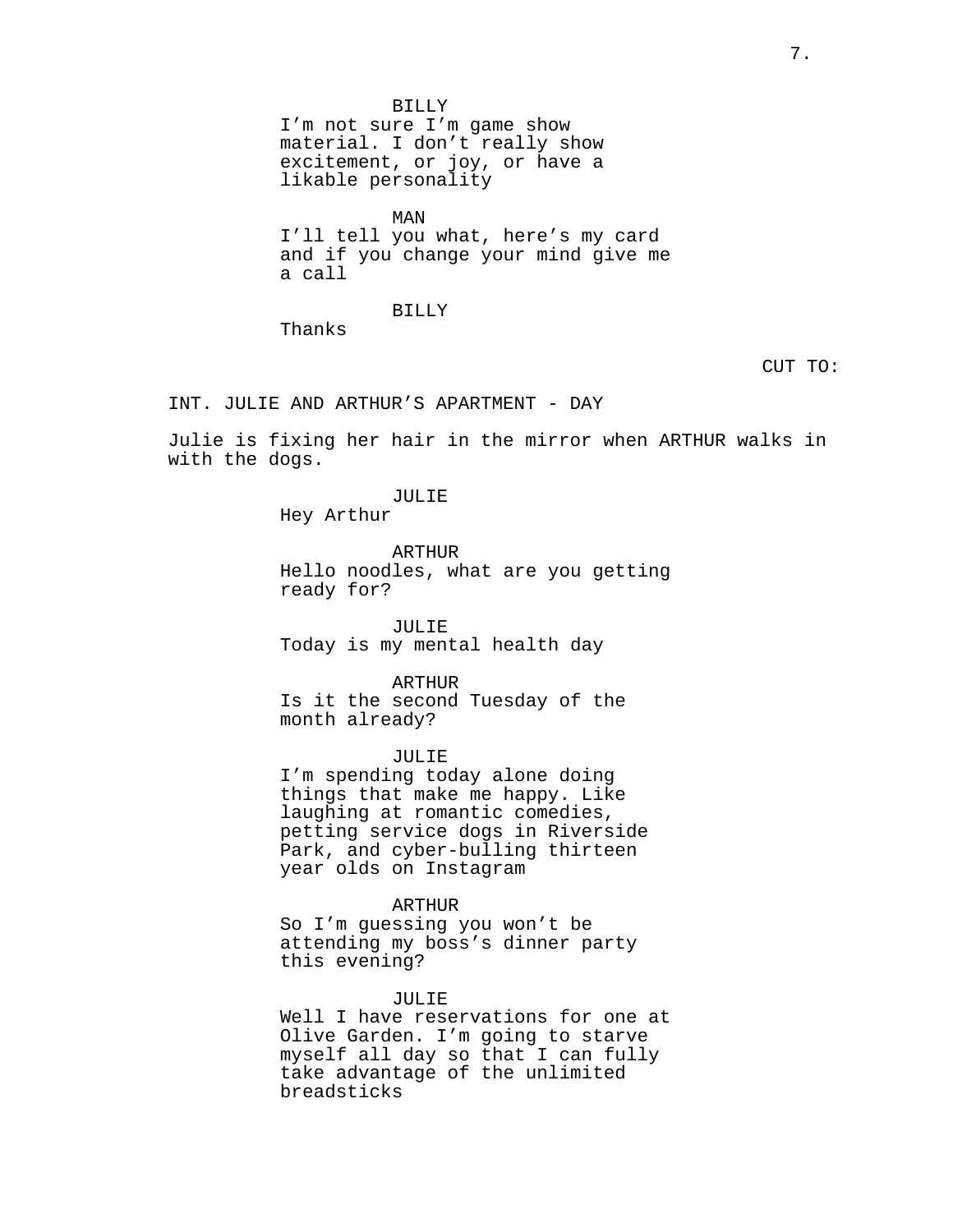BILLY
I'm not sure I'm game show material. I don't really show excitement, or joy, or have a likable personality

MAN
I'll tell you what, here's my card and if you change your mind give me a call

BILLY
Thanks

CUT TO:

INT. JULIE AND ARTHUR'S APARTMENT - DAY

Julie is fixing her hair in the mirror when ARTHUR walks in with the dogs.

JULIE
Hey Arthur

ARTHUR
Hello noodles, what are you getting ready for?

JULIE
Today is my mental health day

ARTHUR
Is it the second Tuesday of the month already?

JULIE
I'm spending today alone doing things that make me happy. Like laughing at romantic comedies, petting service dogs in Riverside Park, and cyber-bulling thirteen year olds on Instagram

ARTHUR
So I'm guessing you won't be attending my boss's dinner party this evening?

JULIE
Well I have reservations for one at Olive Garden. I'm going to starve myself all day so that I can fully take advantage of the unlimited breadsticks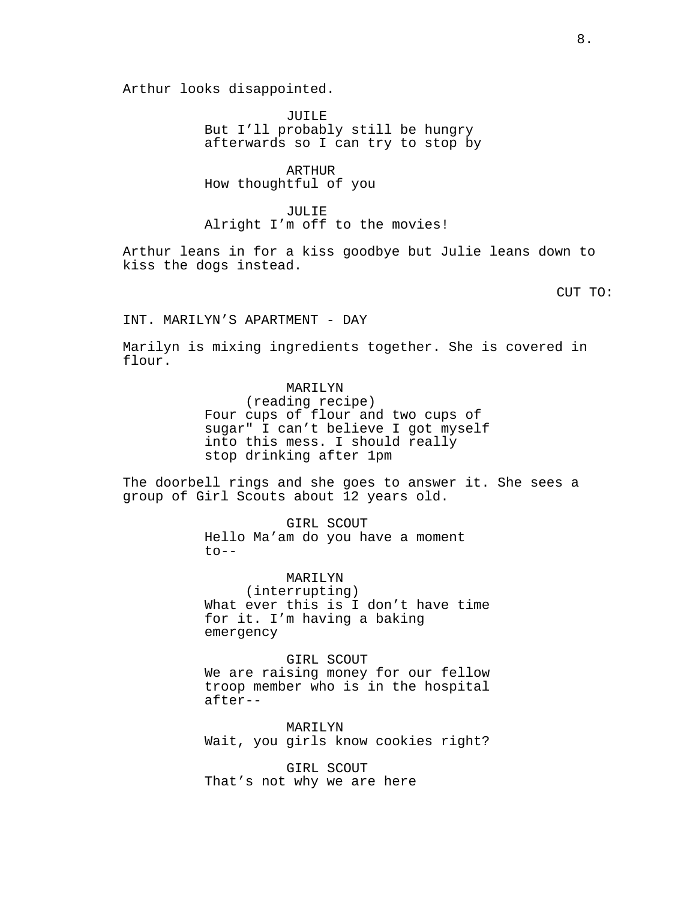Arthur looks disappointed.

JUILE
But I'll probably still be hungry afterwards so I can try to stop by

ARTHUR
How thoughtful of you

JULIE
Alright I'm off to the movies!

Arthur leans in for a kiss goodbye but Julie leans down to kiss the dogs instead.

CUT TO:

INT. MARILYN'S APARTMENT - DAY

Marilyn is mixing ingredients together. She is covered in flour.

MARILYN
(reading recipe)
Four cups of flour and two cups of sugar" I can't believe I got myself into this mess. I should really stop drinking after 1pm

The doorbell rings and she goes to answer it. She sees a group of Girl Scouts about 12 years old.

GIRL SCOUT
Hello Ma'am do you have a moment to--

MARILYN
(interrupting)
What ever this is I don't have time for it. I'm having a baking emergency

GIRL SCOUT
We are raising money for our fellow troop member who is in the hospital after--

MARILYN
Wait, you girls know cookies right?

GIRL SCOUT
That's not why we are here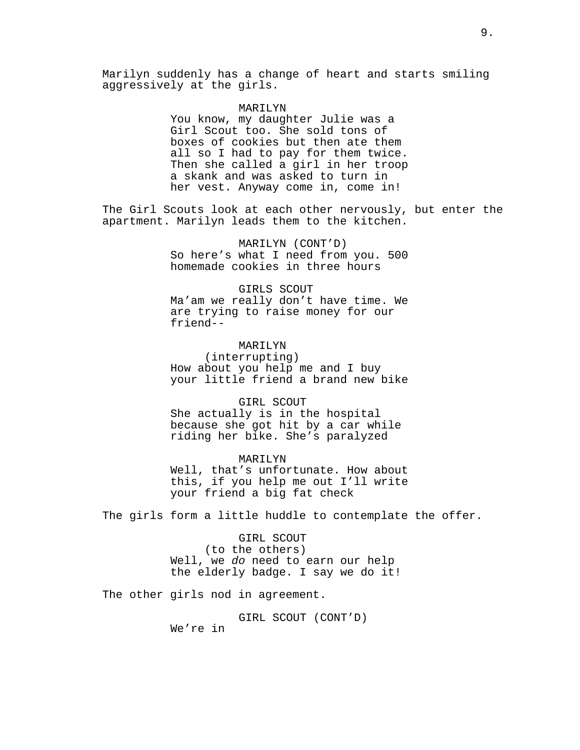Marilyn suddenly has a change of heart and starts smiling aggressively at the girls.

MARILYN
You know, my daughter Julie was a Girl Scout too. She sold tons of boxes of cookies but then ate them all so I had to pay for them twice. Then she called a girl in her troop a skank and was asked to turn in her vest. Anyway come in, come in!

The Girl Scouts look at each other nervously, but enter the apartment. Marilyn leads them to the kitchen.

MARILYN (CONT'D)
So here's what I need from you. 500 homemade cookies in three hours

GIRLS SCOUT
Ma'am we really don't have time. We are trying to raise money for our friend--

MARILYN
(interrupting)
How about you help me and I buy your little friend a brand new bike

GIRL SCOUT
She actually is in the hospital because she got hit by a car while riding her bike. She's paralyzed

MARILYN
Well, that's unfortunate. How about this, if you help me out I'll write your friend a big fat check

The girls form a little huddle to contemplate the offer.

GIRL SCOUT
(to the others)
Well, we *do* need to earn our help the elderly badge. I say we do it!

The other girls nod in agreement.

GIRL SCOUT (CONT'D)
We're in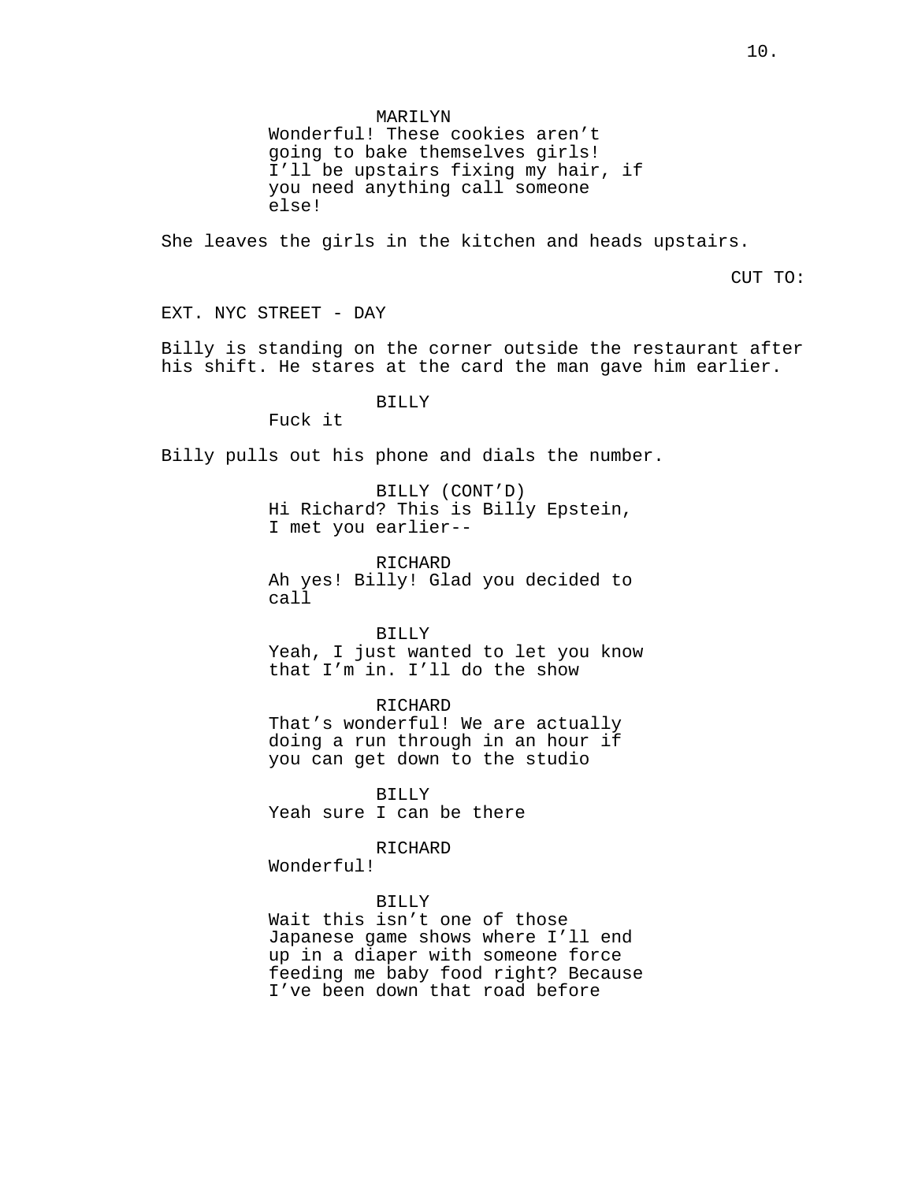MARILYN
Wonderful! These cookies aren't going to bake themselves girls! I'll be upstairs fixing my hair, if you need anything call someone else!

She leaves the girls in the kitchen and heads upstairs.

CUT TO:

EXT. NYC STREET - DAY

Billy is standing on the corner outside the restaurant after his shift. He stares at the card the man gave him earlier.

BILLY
Fuck it

Billy pulls out his phone and dials the number.

BILLY (CONT'D)
Hi Richard? This is Billy Epstein, I met you earlier--

RICHARD
Ah yes! Billy! Glad you decided to call

BILLY
Yeah, I just wanted to let you know that I'm in. I'll do the show

RICHARD
That's wonderful! We are actually doing a run through in an hour if you can get down to the studio

BILLY
Yeah sure I can be there

RICHARD
Wonderful!

BILLY
Wait this isn't one of those Japanese game shows where I'll end up in a diaper with someone force feeding me baby food right? Because I've been down that road before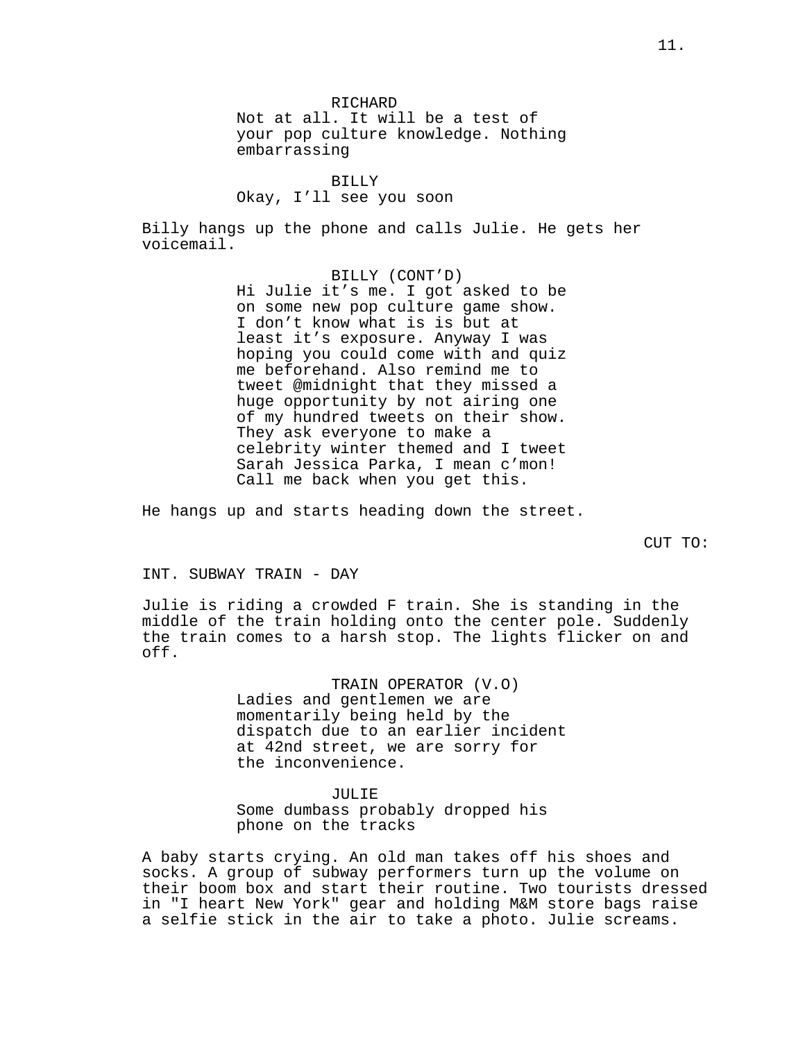RICHARD
Not at all. It will be a test of your pop culture knowledge. Nothing embarrassing

BILLY
Okay, I'll see you soon

Billy hangs up the phone and calls Julie. He gets her voicemail.

BILLY (CONT'D)
Hi Julie it's me. I got asked to be on some new pop culture game show. I don't know what is is but at least it's exposure. Anyway I was hoping you could come with and quiz me beforehand. Also remind me to tweet @midnight that they missed a huge opportunity by not airing one of my hundred tweets on their show. They ask everyone to make a celebrity winter themed and I tweet Sarah Jessica Parka, I mean c'mon! Call me back when you get this.

He hangs up and starts heading down the street.

CUT TO:

INT. SUBWAY TRAIN - DAY

Julie is riding a crowded F train. She is standing in the middle of the train holding onto the center pole. Suddenly the train comes to a harsh stop. The lights flicker on and off.

TRAIN OPERATOR (V.O)
Ladies and gentlemen we are momentarily being held by the dispatch due to an earlier incident at 42nd street, we are sorry for the inconvenience.

JULIE
Some dumbass probably dropped his phone on the tracks

A baby starts crying. An old man takes off his shoes and socks. A group of subway performers turn up the volume on their boom box and start their routine. Two tourists dressed in "I heart New York" gear and holding M&M store bags raise a selfie stick in the air to take a photo. Julie screams.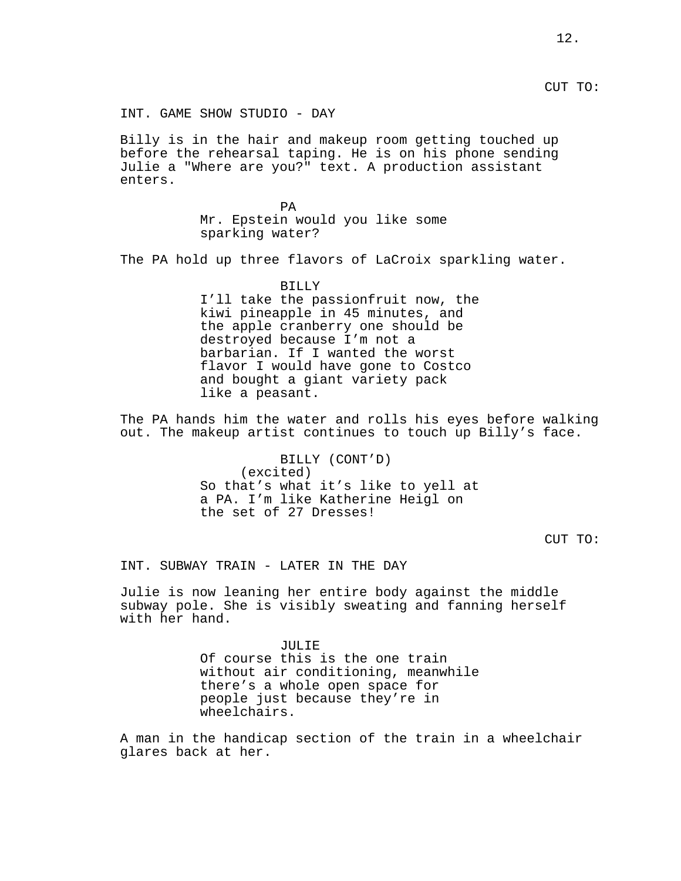CUT TO:

INT. GAME SHOW STUDIO - DAY

Billy is in the hair and makeup room getting touched up before the rehearsal taping. He is on his phone sending Julie a "Where are you?" text. A production assistant enters.

PA

Mr. Epstein would you like some sparking water?

The PA hold up three flavors of LaCroix sparkling water.

BILLY

I'll take the passionfruit now, the kiwi pineapple in 45 minutes, and the apple cranberry one should be destroyed because I'm not a barbarian. If I wanted the worst flavor I would have gone to Costco and bought a giant variety pack like a peasant.

The PA hands him the water and rolls his eyes before walking out. The makeup artist continues to touch up Billy's face.

BILLY (CONT'D)

(excited)

So that's what it's like to yell at a PA. I'm like Katherine Heigl on the set of 27 Dresses!

CUT TO:

INT. SUBWAY TRAIN - LATER IN THE DAY

Julie is now leaning her entire body against the middle subway pole. She is visibly sweating and fanning herself with her hand.

JULIE

Of course this is the one train without air conditioning, meanwhile there's a whole open space for people just because they're in wheelchairs.

A man in the handicap section of the train in a wheelchair glares back at her.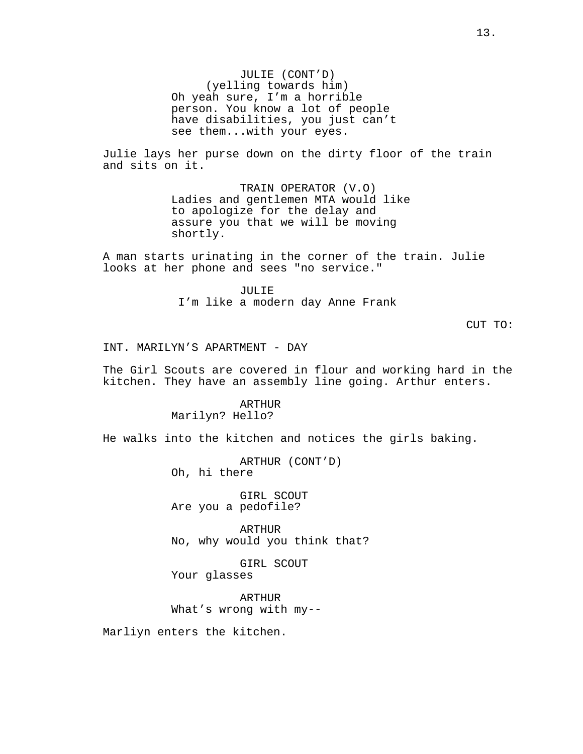JULIE (CONT'D)
(yelling towards him)
Oh yeah sure, I'm a horrible person. You know a lot of people have disabilities, you just can't see them...with your eyes.

Julie lays her purse down on the dirty floor of the train and sits on it.

TRAIN OPERATOR (V.O)
Ladies and gentlemen MTA would like to apologize for the delay and assure you that we will be moving shortly.

A man starts urinating in the corner of the train. Julie looks at her phone and sees "no service."

JULIE
I'm like a modern day Anne Frank

CUT TO:

INT. MARILYN'S APARTMENT - DAY

The Girl Scouts are covered in flour and working hard in the kitchen. They have an assembly line going. Arthur enters.

ARTHUR
Marilyn? Hello?

He walks into the kitchen and notices the girls baking.

ARTHUR (CONT'D)
Oh, hi there

GIRL SCOUT
Are you a pedofile?

ARTHUR
No, why would you think that?

GIRL SCOUT
Your glasses

ARTHUR
What's wrong with my--

Marliyn enters the kitchen.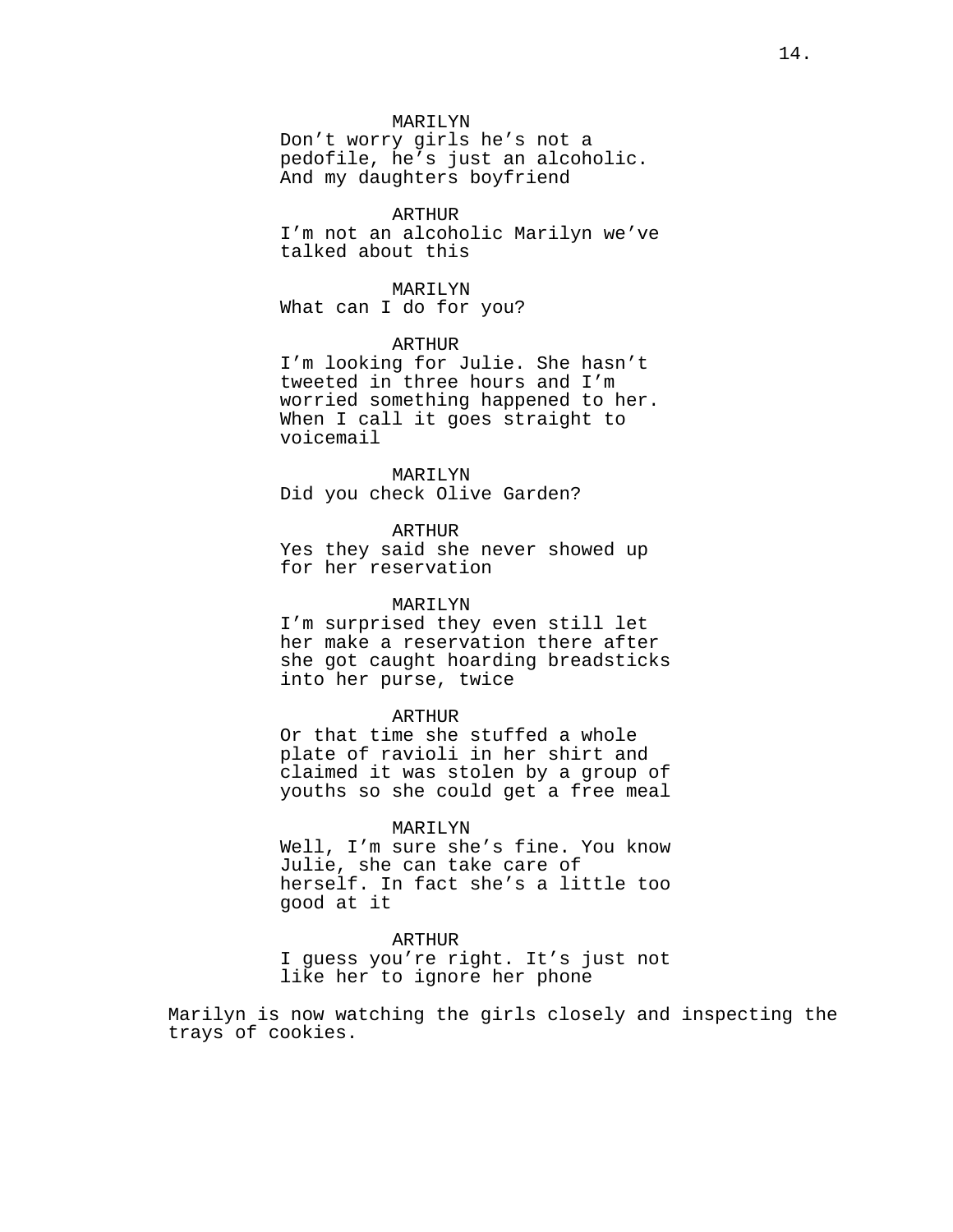MARILYN

Don't worry girls he's not a pedofile, he's just an alcoholic. And my daughters boyfriend

ARTHUR

I'm not an alcoholic Marilyn we've talked about this

MARILYN

What can I do for you?

ARTHUR

I'm looking for Julie. She hasn't tweeted in three hours and I'm worried something happened to her. When I call it goes straight to voicemail

MARILYN

Did you check Olive Garden?

ARTHUR

Yes they said she never showed up for her reservation

MARILYN

I'm surprised they even still let her make a reservation there after she got caught hoarding breadsticks into her purse, twice

ARTHUR

Or that time she stuffed a whole plate of ravioli in her shirt and claimed it was stolen by a group of youths so she could get a free meal

MARILYN

Well, I'm sure she's fine. You know Julie, she can take care of herself. In fact she's a little too good at it

ARTHUR

I guess you're right. It's just not like her to ignore her phone

Marilyn is now watching the girls closely and inspecting the trays of cookies.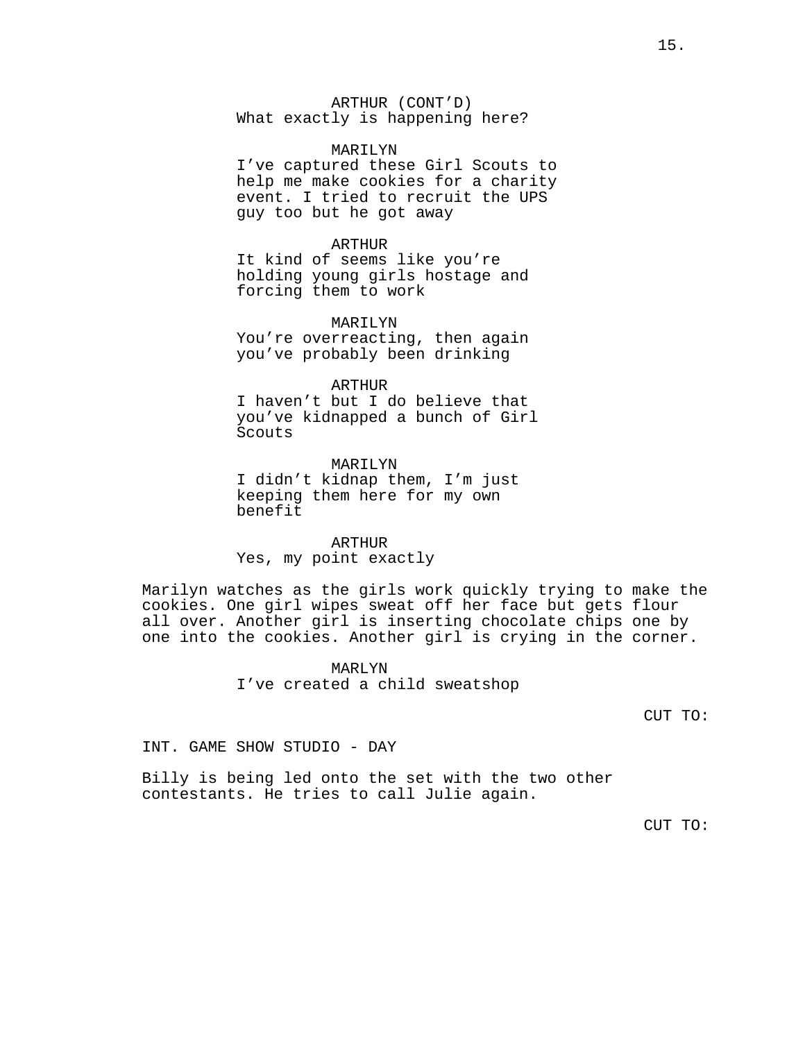ARTHUR (CONT'D)
What exactly is happening here?

MARILYN
I've captured these Girl Scouts to help me make cookies for a charity event. I tried to recruit the UPS guy too but he got away

ARTHUR
It kind of seems like you're holding young girls hostage and forcing them to work

MARILYN
You're overreacting, then again you've probably been drinking

ARTHUR
I haven't but I do believe that you've kidnapped a bunch of Girl Scouts

MARILYN
I didn't kidnap them, I'm just keeping them here for my own benefit

ARTHUR
Yes, my point exactly

Marilyn watches as the girls work quickly trying to make the cookies. One girl wipes sweat off her face but gets flour all over. Another girl is inserting chocolate chips one by one into the cookies. Another girl is crying in the corner.

MARLYN
I've created a child sweatshop

CUT TO:

INT. GAME SHOW STUDIO - DAY

Billy is being led onto the set with the two other contestants. He tries to call Julie again.

CUT TO: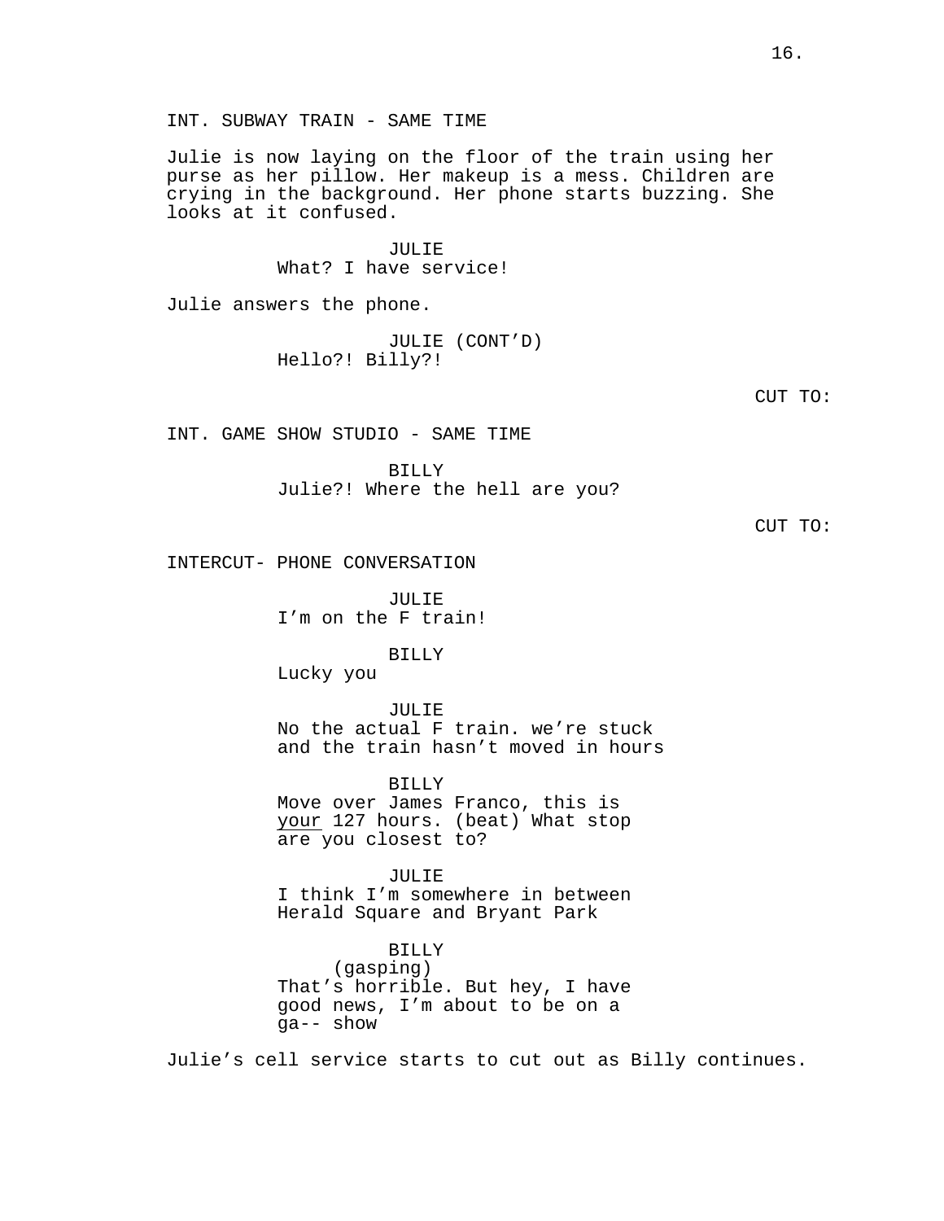INT. SUBWAY TRAIN - SAME TIME

Julie is now laying on the floor of the train using her purse as her pillow. Her makeup is a mess. Children are crying in the background. Her phone starts buzzing. She looks at it confused.

JULIE
What? I have service!

Julie answers the phone.

JULIE (CONT'D)
Hello?! Billy?!

CUT TO:

INT. GAME SHOW STUDIO - SAME TIME

BILLY
Julie?! Where the hell are you?

CUT TO:

INTERCUT- PHONE CONVERSATION

JULIE
I'm on the F train!

BILLY
Lucky you

JULIE
No the actual F train. we're stuck and the train hasn't moved in hours

BILLY
Move over James Franco, this is <u>your</u> 127 hours. (beat) What stop are you closest to?

JULIE
I think I'm somewhere in between Herald Square and Bryant Park

BILLY
(gasping)
That's horrible. But hey, I have good news, I'm about to be on a ga-- show

Julie's cell service starts to cut out as Billy continues.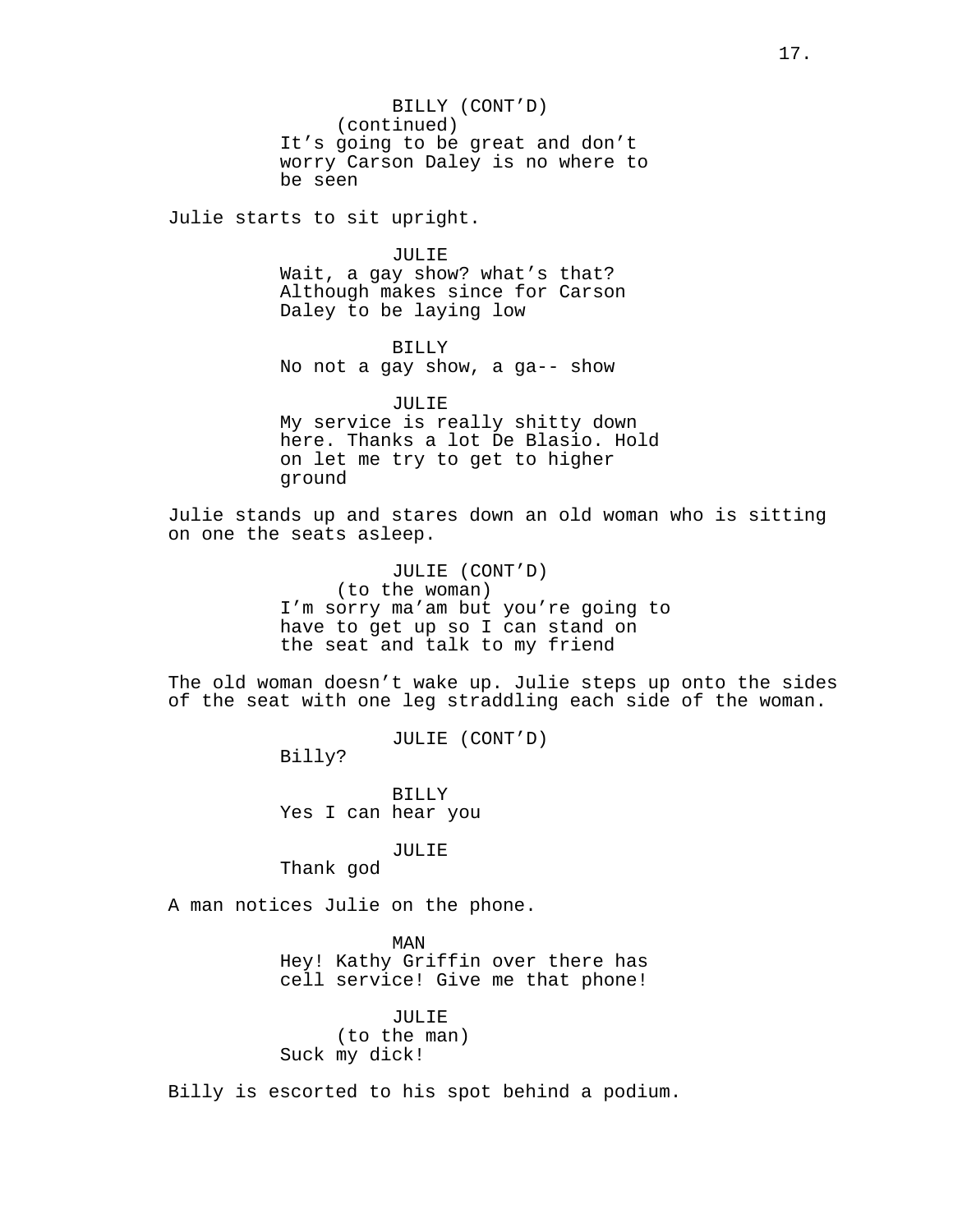BILLY (CONT'D)
(continued)
It's going to be great and don't worry Carson Daley is no where to be seen

Julie starts to sit upright.

JULIE
Wait, a gay show? what's that? Although makes since for Carson Daley to be laying low

BILLY
No not a gay show, a ga-- show

JULIE
My service is really shitty down here. Thanks a lot De Blasio. Hold on let me try to get to higher ground

Julie stands up and stares down an old woman who is sitting on one the seats asleep.

JULIE (CONT'D)
(to the woman)
I'm sorry ma'am but you're going to have to get up so I can stand on the seat and talk to my friend

The old woman doesn't wake up. Julie steps up onto the sides of the seat with one leg straddling each side of the woman.

JULIE (CONT'D)
Billy?

BILLY
Yes I can hear you

JULIE
Thank god

A man notices Julie on the phone.

MAN
Hey! Kathy Griffin over there has cell service! Give me that phone!

JULIE
(to the man)
Suck my dick!

Billy is escorted to his spot behind a podium.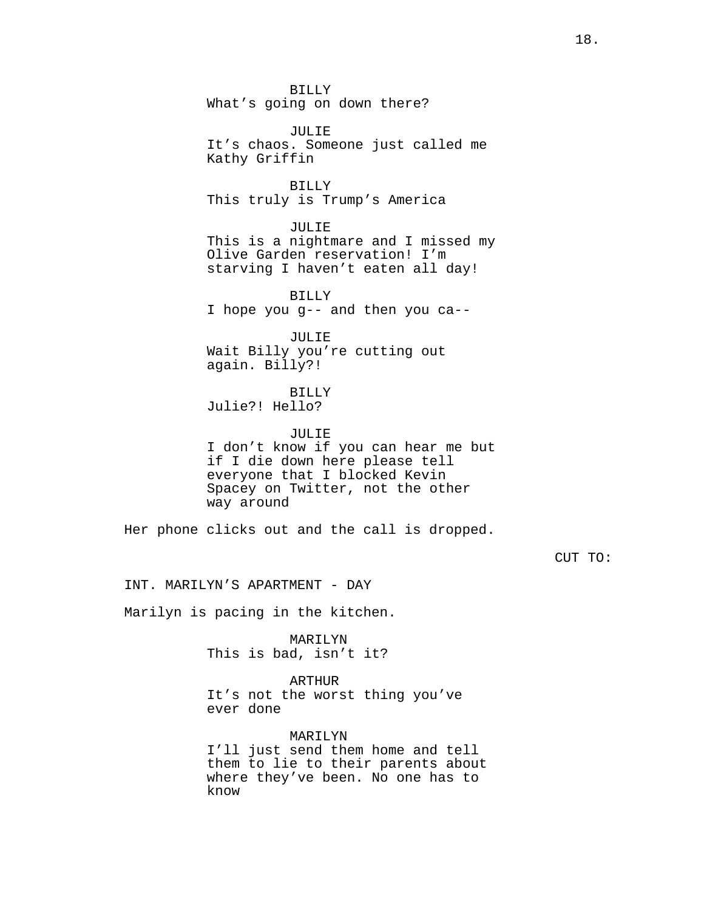BILLY
What's going on down there?

JULIE
It's chaos. Someone just called me Kathy Griffin

BILLY
This truly is Trump's America

JULIE
This is a nightmare and I missed my Olive Garden reservation! I'm starving I haven't eaten all day!

BILLY
I hope you g-- and then you ca--

JULIE
Wait Billy you're cutting out again. Billy?!

BILLY
Julie?! Hello?

JULIE
I don't know if you can hear me but if I die down here please tell everyone that I blocked Kevin Spacey on Twitter, not the other way around

Her phone clicks out and the call is dropped.

CUT TO:

INT. MARILYN'S APARTMENT - DAY

Marilyn is pacing in the kitchen.

MARILYN
This is bad, isn't it?

ARTHUR
It's not the worst thing you've ever done

MARILYN
I'll just send them home and tell them to lie to their parents about where they've been. No one has to know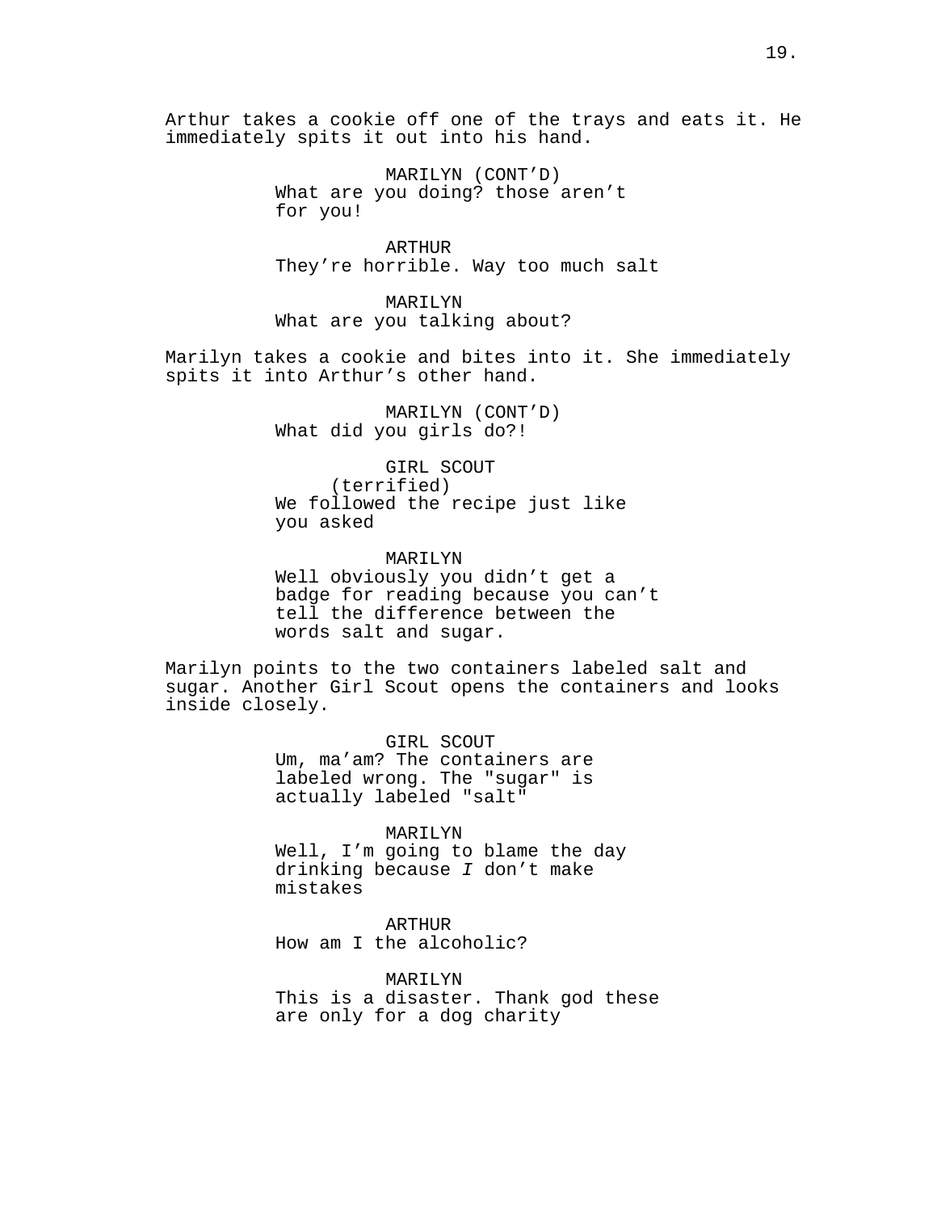Arthur takes a cookie off one of the trays and eats it. He immediately spits it out into his hand.

MARILYN (CONT'D)
What are you doing? those aren't for you!

ARTHUR
They're horrible. Way too much salt

MARILYN
What are you talking about?

Marilyn takes a cookie and bites into it. She immediately spits it into Arthur's other hand.

MARILYN (CONT'D)
What did you girls do?!

GIRL SCOUT
(terrified)
We followed the recipe just like you asked

MARILYN
Well obviously you didn't get a badge for reading because you can't tell the difference between the words salt and sugar.

Marilyn points to the two containers labeled salt and sugar. Another Girl Scout opens the containers and looks inside closely.

GIRL SCOUT
Um, ma'am? The containers are labeled wrong. The "sugar" is actually labeled "salt"

MARILYN
Well, I'm going to blame the day drinking because *I* don't make mistakes

ARTHUR
How am I the alcoholic?

MARILYN
This is a disaster. Thank god these are only for a dog charity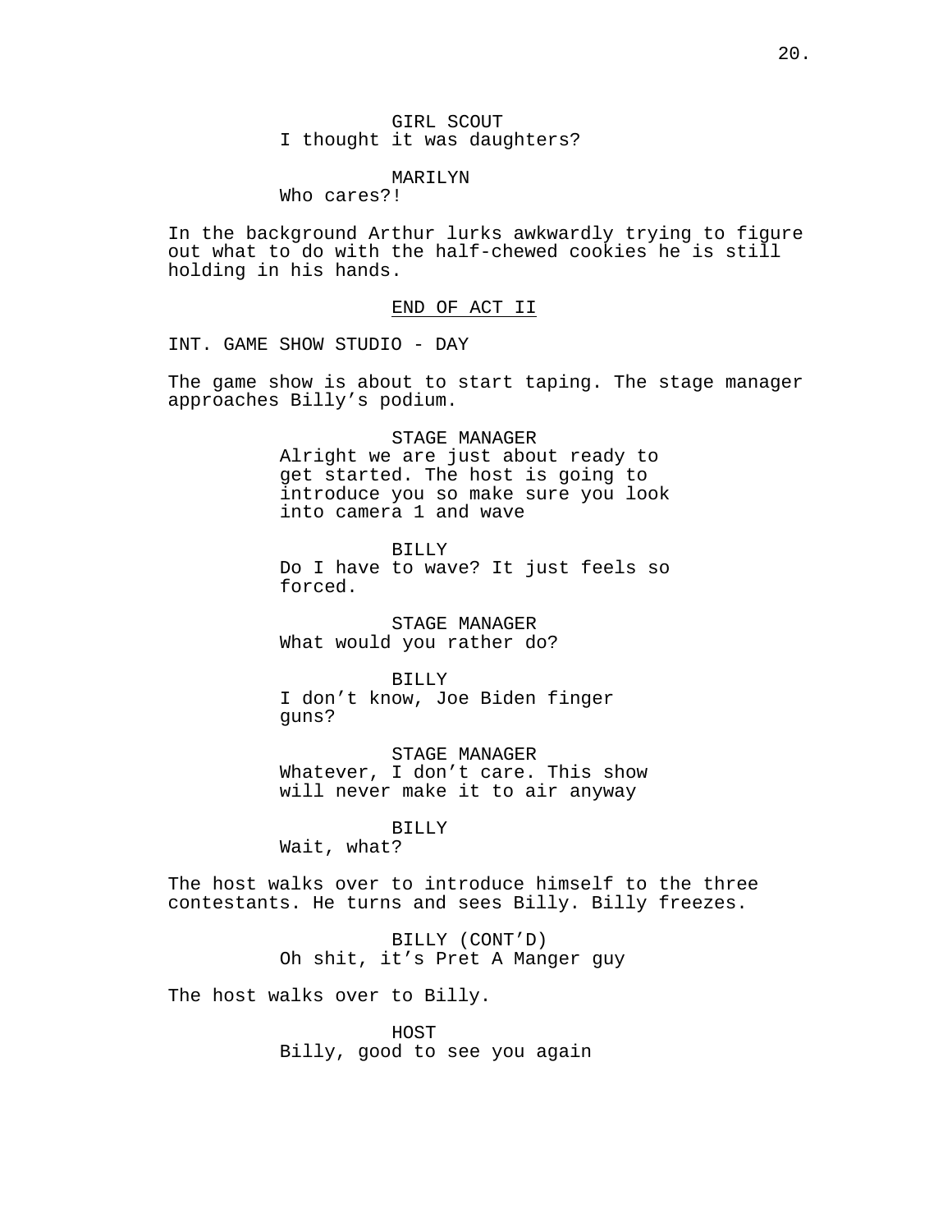GIRL SCOUT
I thought it was daughters?

MARILYN
Who cares?!

In the background Arthur lurks awkwardly trying to figure out what to do with the half-chewed cookies he is still holding in his hands.

END OF ACT II

INT. GAME SHOW STUDIO - DAY

The game show is about to start taping. The stage manager approaches Billy's podium.

STAGE MANAGER
Alright we are just about ready to get started. The host is going to introduce you so make sure you look into camera 1 and wave

BILLY
Do I have to wave? It just feels so forced.

STAGE MANAGER
What would you rather do?

BILLY
I don't know, Joe Biden finger guns?

STAGE MANAGER
Whatever, I don't care. This show will never make it to air anyway

BILLY
Wait, what?

The host walks over to introduce himself to the three contestants. He turns and sees Billy. Billy freezes.

BILLY (CONT'D)
Oh shit, it's Pret A Manger guy

The host walks over to Billy.

HOST
Billy, good to see you again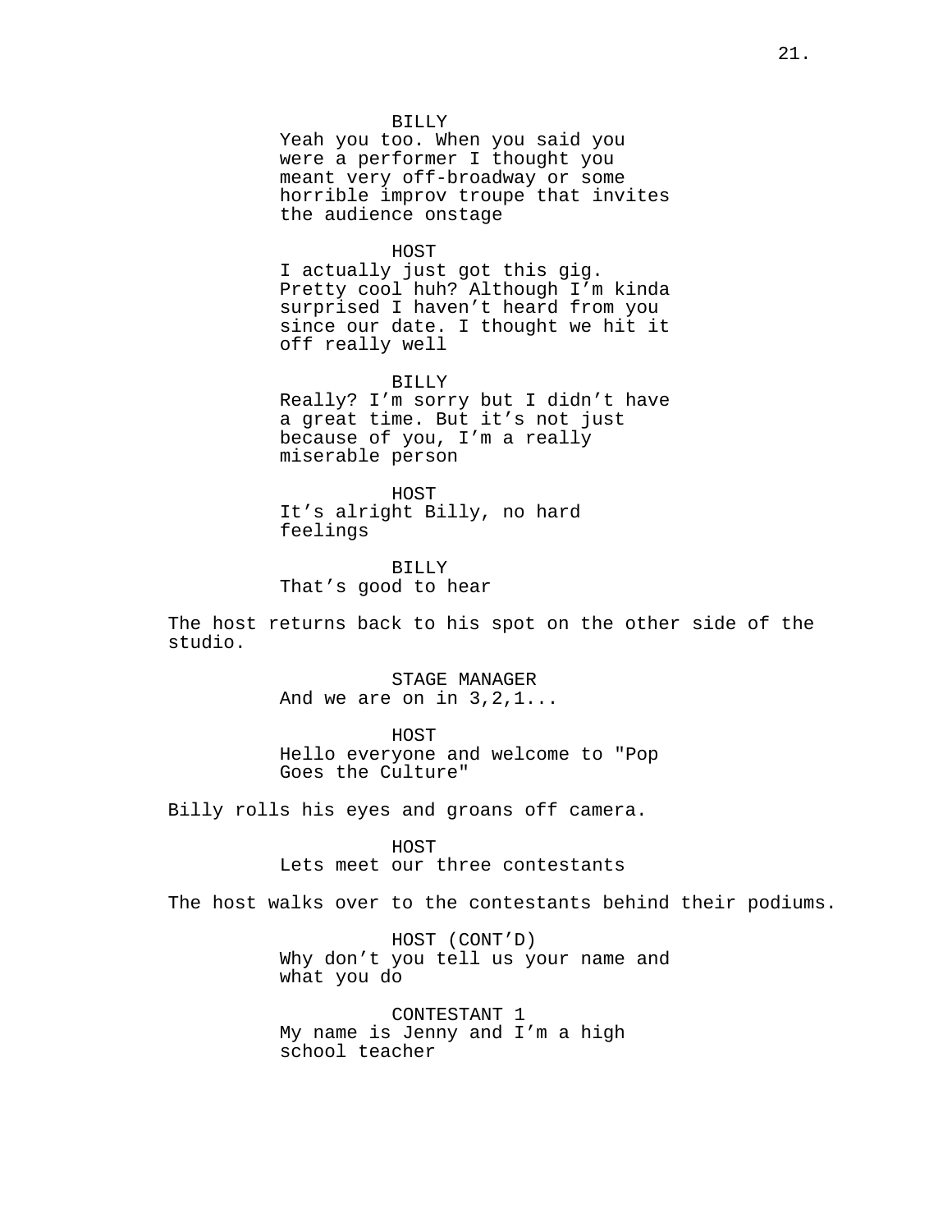BILLY
Yeah you too. When you said you were a performer I thought you meant very off-broadway or some horrible improv troupe that invites the audience onstage

HOST
I actually just got this gig. Pretty cool huh? Although I'm kinda surprised I haven't heard from you since our date. I thought we hit it off really well

BILLY
Really? I'm sorry but I didn't have a great time. But it's not just because of you, I'm a really miserable person

HOST
It's alright Billy, no hard feelings

BILLY
That's good to hear

The host returns back to his spot on the other side of the studio.

STAGE MANAGER
And we are on in 3,2,1...

HOST
Hello everyone and welcome to "Pop Goes the Culture"

Billy rolls his eyes and groans off camera.

HOST
Lets meet our three contestants

The host walks over to the contestants behind their podiums.

HOST (CONT'D)
Why don't you tell us your name and what you do

CONTESTANT 1
My name is Jenny and I'm a high school teacher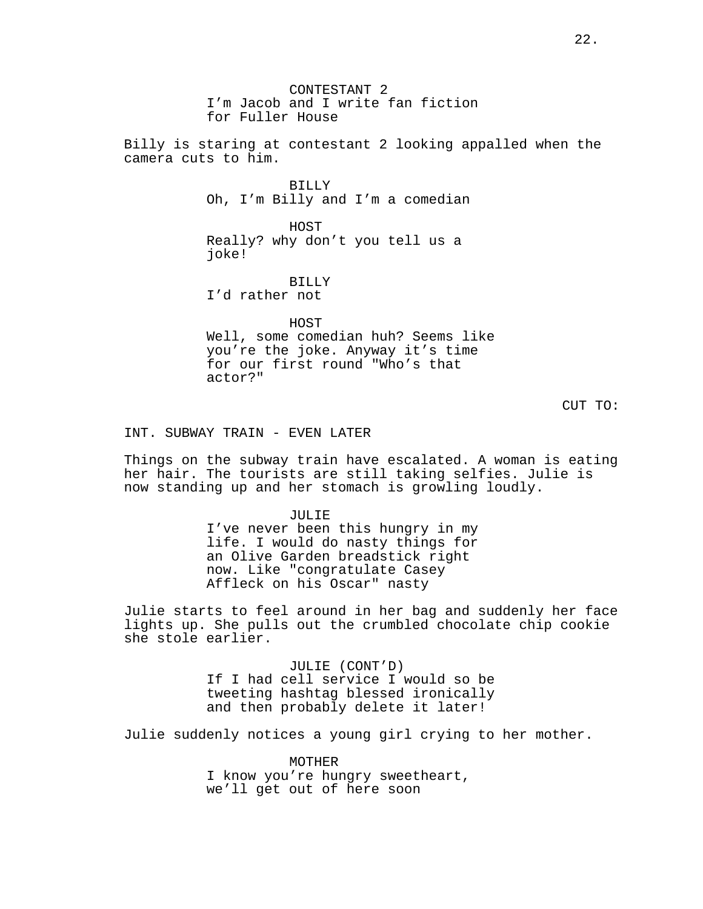CONTESTANT 2
I'm Jacob and I write fan fiction for Fuller House

Billy is staring at contestant 2 looking appalled when the camera cuts to him.

BILLY
Oh, I'm Billy and I'm a comedian

HOST
Really? why don't you tell us a joke!

BILLY
I'd rather not

HOST
Well, some comedian huh? Seems like you're the joke. Anyway it's time for our first round "Who's that actor?"

CUT TO:

INT. SUBWAY TRAIN - EVEN LATER

Things on the subway train have escalated. A woman is eating her hair. The tourists are still taking selfies. Julie is now standing up and her stomach is growling loudly.

JULIE
I've never been this hungry in my life. I would do nasty things for an Olive Garden breadstick right now. Like "congratulate Casey Affleck on his Oscar" nasty

Julie starts to feel around in her bag and suddenly her face lights up. She pulls out the crumbled chocolate chip cookie she stole earlier.

JULIE (CONT'D)
If I had cell service I would so be tweeting hashtag blessed ironically and then probably delete it later!

Julie suddenly notices a young girl crying to her mother.

MOTHER
I know you're hungry sweetheart, we'll get out of here soon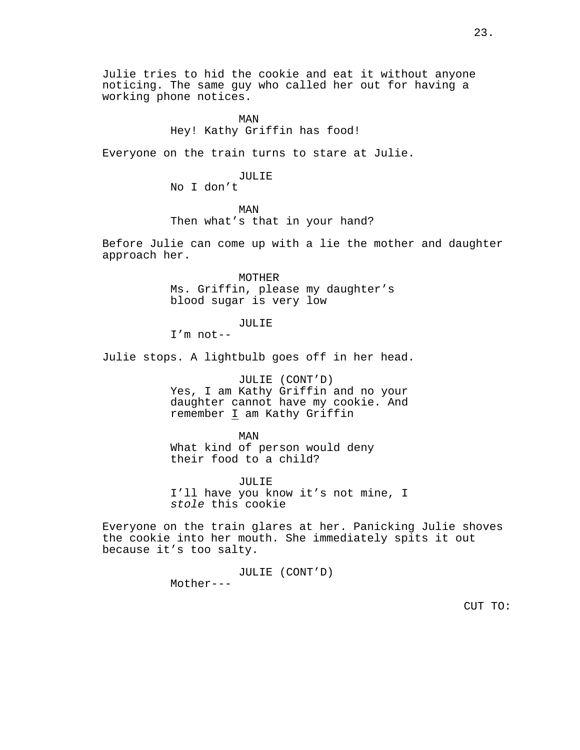Julie tries to hid the cookie and eat it without anyone noticing. The same guy who called her out for having a working phone notices.

MAN
Hey! Kathy Griffin has food!

Everyone on the train turns to stare at Julie.

JULIE
No I don't

MAN
Then what's that in your hand?

Before Julie can come up with a lie the mother and daughter approach her.

MOTHER
Ms. Griffin, please my daughter's blood sugar is very low

JULIE
I'm not--

Julie stops. A lightbulb goes off in her head.

JULIE (CONT'D)
Yes, I am Kathy Griffin and no your daughter cannot have my cookie. And remember <u>I</u> am Kathy Griffin

MAN
What kind of person would deny their food to a child?

JULIE
I'll have you know it's not mine, I *stole* this cookie

Everyone on the train glares at her. Panicking Julie shoves the cookie into her mouth. She immediately spits it out because it's too salty.

JULIE (CONT'D)
Mother---

CUT TO: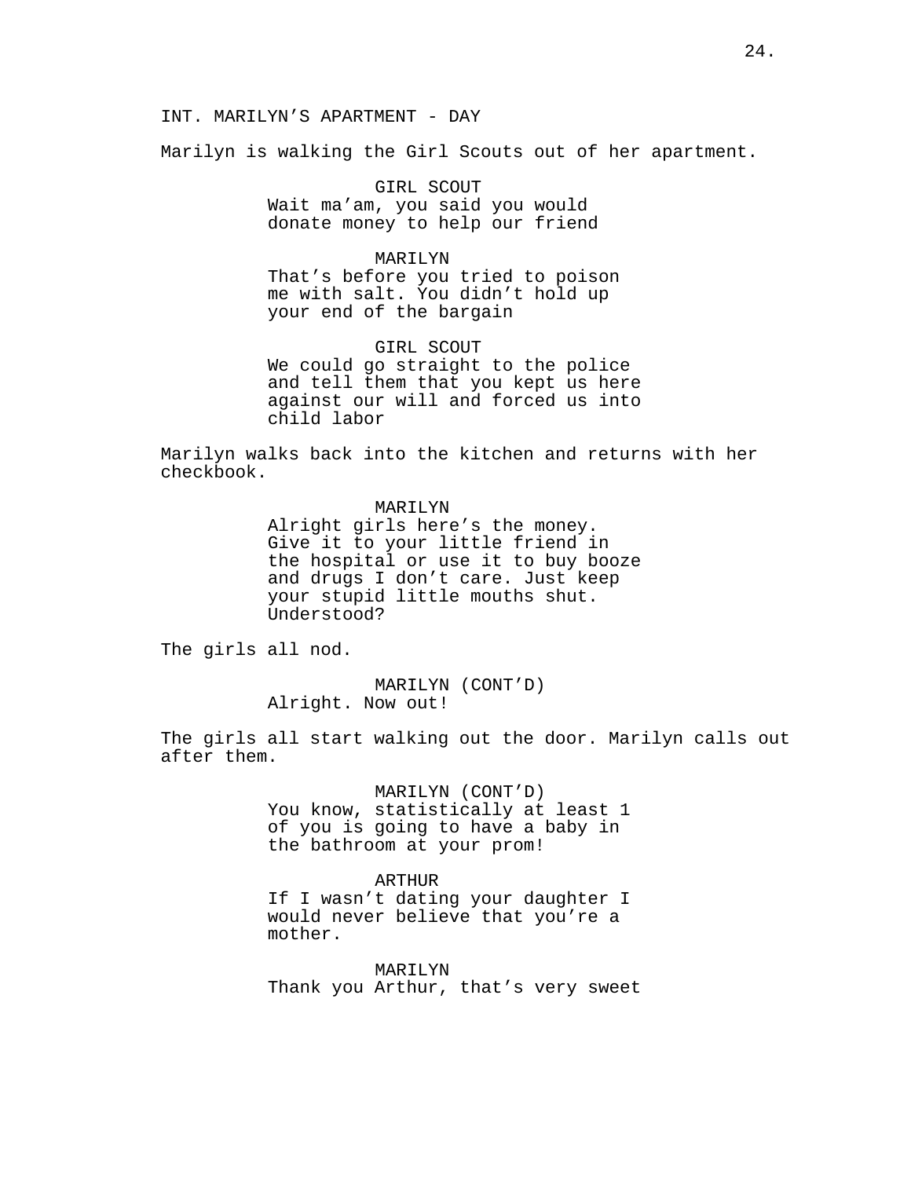INT. MARILYN'S APARTMENT - DAY

Marilyn is walking the Girl Scouts out of her apartment.

GIRL SCOUT
Wait ma'am, you said you would donate money to help our friend

MARILYN
That's before you tried to poison me with salt. You didn't hold up your end of the bargain

GIRL SCOUT
We could go straight to the police and tell them that you kept us here against our will and forced us into child labor

Marilyn walks back into the kitchen and returns with her checkbook.

MARILYN
Alright girls here's the money. Give it to your little friend in the hospital or use it to buy booze and drugs I don't care. Just keep your stupid little mouths shut. Understood?

The girls all nod.

MARILYN (CONT'D)
Alright. Now out!

The girls all start walking out the door. Marilyn calls out after them.

MARILYN (CONT'D)
You know, statistically at least 1 of you is going to have a baby in the bathroom at your prom!

ARTHUR
If I wasn't dating your daughter I would never believe that you're a mother.

MARILYN
Thank you Arthur, that's very sweet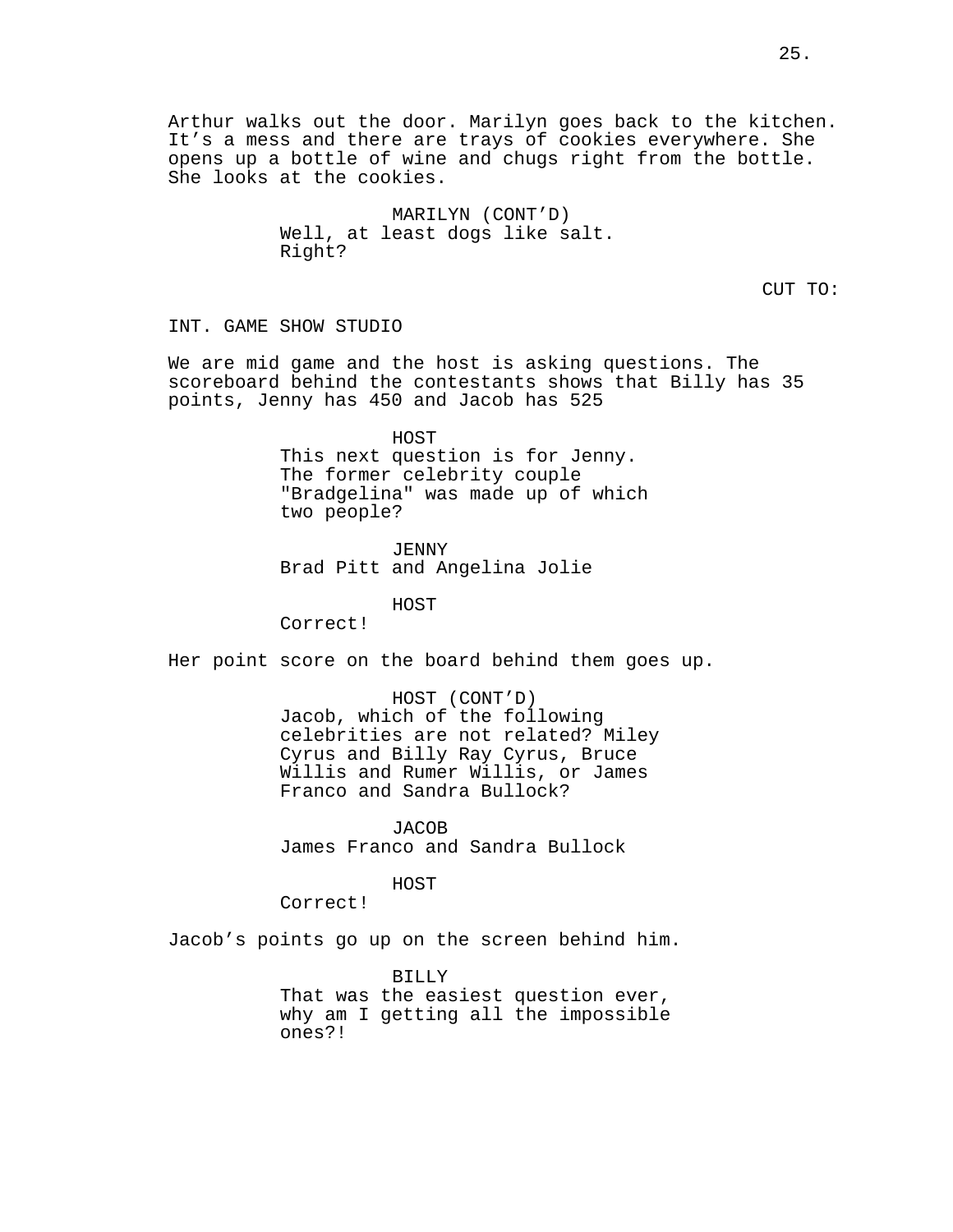Arthur walks out the door. Marilyn goes back to the kitchen. It's a mess and there are trays of cookies everywhere. She opens up a bottle of wine and chugs right from the bottle. She looks at the cookies.

MARILYN (CONT'D)
Well, at least dogs like salt. Right?

CUT TO:

INT. GAME SHOW STUDIO

We are mid game and the host is asking questions. The scoreboard behind the contestants shows that Billy has 35 points, Jenny has 450 and Jacob has 525

HOST
This next question is for Jenny. The former celebrity couple "Bradgelina" was made up of which two people?

JENNY
Brad Pitt and Angelina Jolie

HOST
Correct!

Her point score on the board behind them goes up.

HOST (CONT'D)
Jacob, which of the following celebrities are not related? Miley Cyrus and Billy Ray Cyrus, Bruce Willis and Rumer Willis, or James Franco and Sandra Bullock?

JACOB
James Franco and Sandra Bullock

HOST
Correct!

Jacob's points go up on the screen behind him.

BILLY
That was the easiest question ever, why am I getting all the impossible ones?!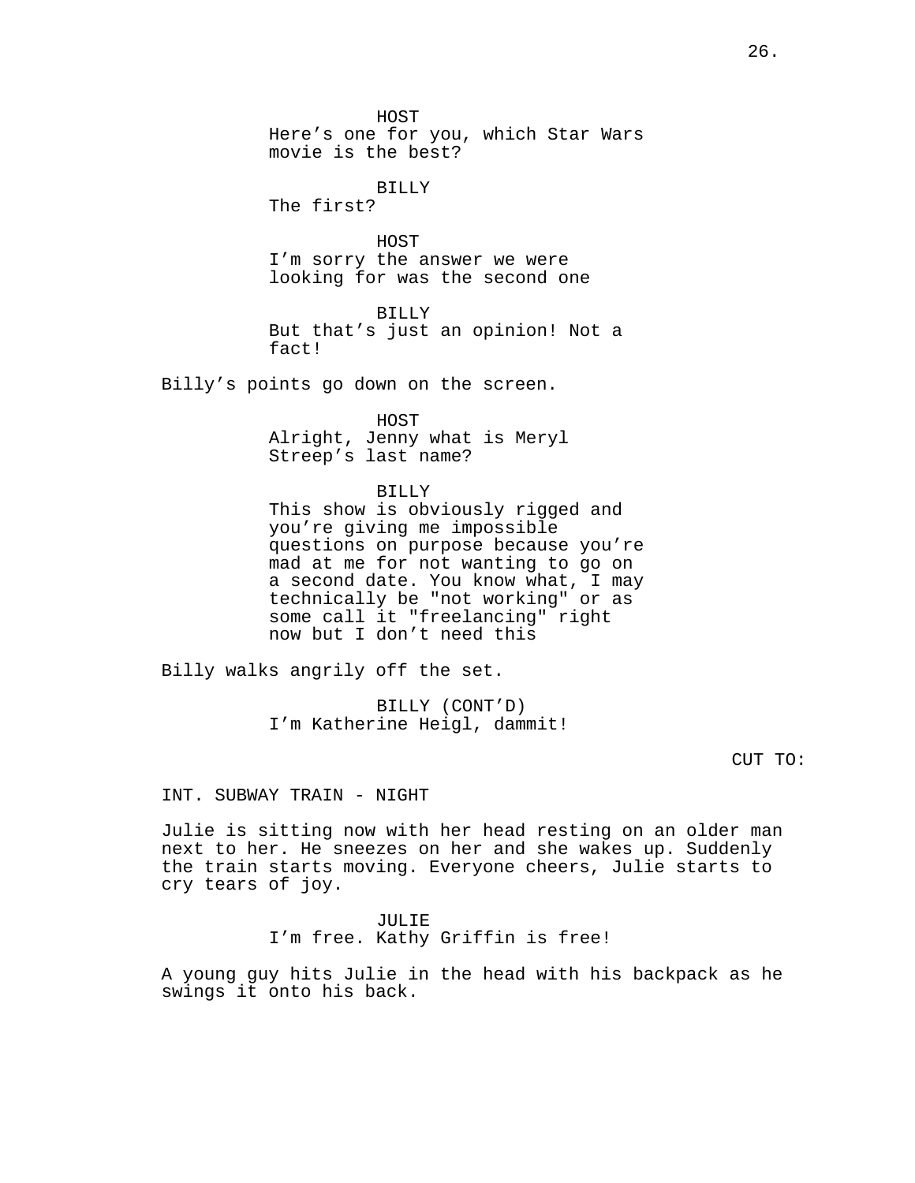HOST
Here's one for you, which Star Wars movie is the best?

BILLY
The first?

HOST
I'm sorry the answer we were looking for was the second one

BILLY
But that's just an opinion! Not a fact!

Billy's points go down on the screen.

HOST
Alright, Jenny what is Meryl Streep's last name?

BILLY
This show is obviously rigged and you're giving me impossible questions on purpose because you're mad at me for not wanting to go on a second date. You know what, I may technically be "not working" or as some call it "freelancing" right now but I don't need this

Billy walks angrily off the set.

BILLY (CONT'D)
I'm Katherine Heigl, dammit!

CUT TO:

INT. SUBWAY TRAIN - NIGHT

Julie is sitting now with her head resting on an older man next to her. He sneezes on her and she wakes up. Suddenly the train starts moving. Everyone cheers, Julie starts to cry tears of joy.

JULIE
I'm free. Kathy Griffin is free!

A young guy hits Julie in the head with his backpack as he swings it onto his back.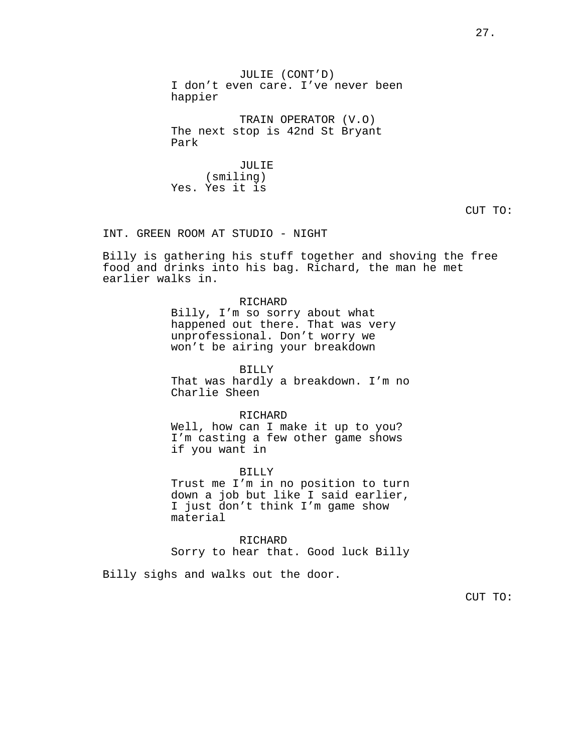JULIE (CONT'D)
I don't even care. I've never been happier

TRAIN OPERATOR (V.O)
The next stop is 42nd St Bryant Park

JULIE
(smiling)
Yes. Yes it is

CUT TO:

INT. GREEN ROOM AT STUDIO - NIGHT

Billy is gathering his stuff together and shoving the free food and drinks into his bag. Richard, the man he met earlier walks in.

RICHARD
Billy, I'm so sorry about what happened out there. That was very unprofessional. Don't worry we won't be airing your breakdown

BILLY
That was hardly a breakdown. I'm no Charlie Sheen

RICHARD
Well, how can I make it up to you? I'm casting a few other game shows if you want in

BILLY
Trust me I'm in no position to turn down a job but like I said earlier, I just don't think I'm game show material

RICHARD
Sorry to hear that. Good luck Billy

Billy sighs and walks out the door.

CUT TO: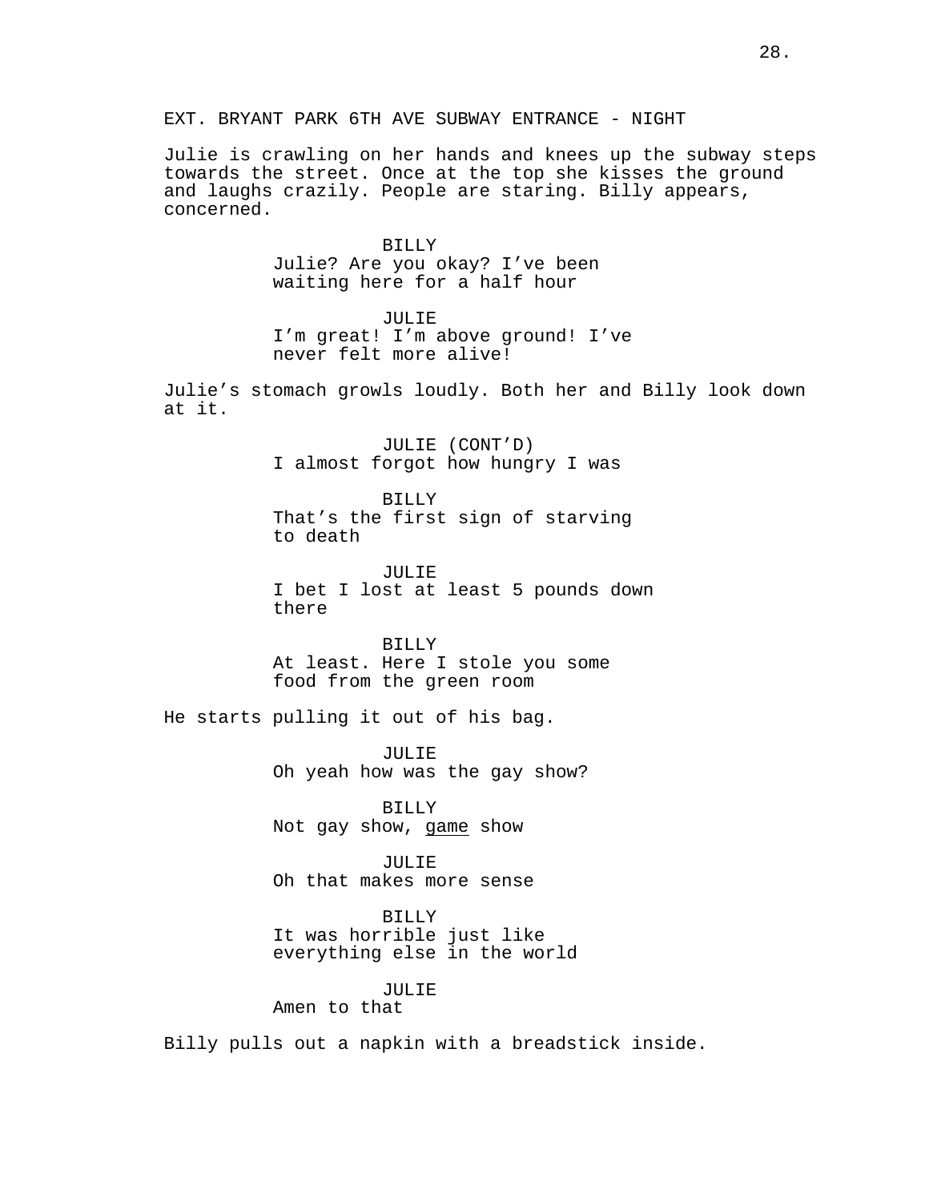EXT. BRYANT PARK 6TH AVE SUBWAY ENTRANCE - NIGHT

Julie is crawling on her hands and knees up the subway steps towards the street. Once at the top she kisses the ground and laughs crazily. People are staring. Billy appears, concerned.

BILLY
Julie? Are you okay? I've been waiting here for a half hour

JULIE
I'm great! I'm above ground! I've never felt more alive!

Julie's stomach growls loudly. Both her and Billy look down at it.

JULIE (CONT'D)
I almost forgot how hungry I was

BILLY
That's the first sign of starving to death

JULIE
I bet I lost at least 5 pounds down there

BILLY
At least. Here I stole you some food from the green room

He starts pulling it out of his bag.

JULIE
Oh yeah how was the gay show?

BILLY
Not gay show, <u>game</u> show

JULIE
Oh that makes more sense

BILLY
It was horrible just like everything else in the world

JULIE
Amen to that

Billy pulls out a napkin with a breadstick inside.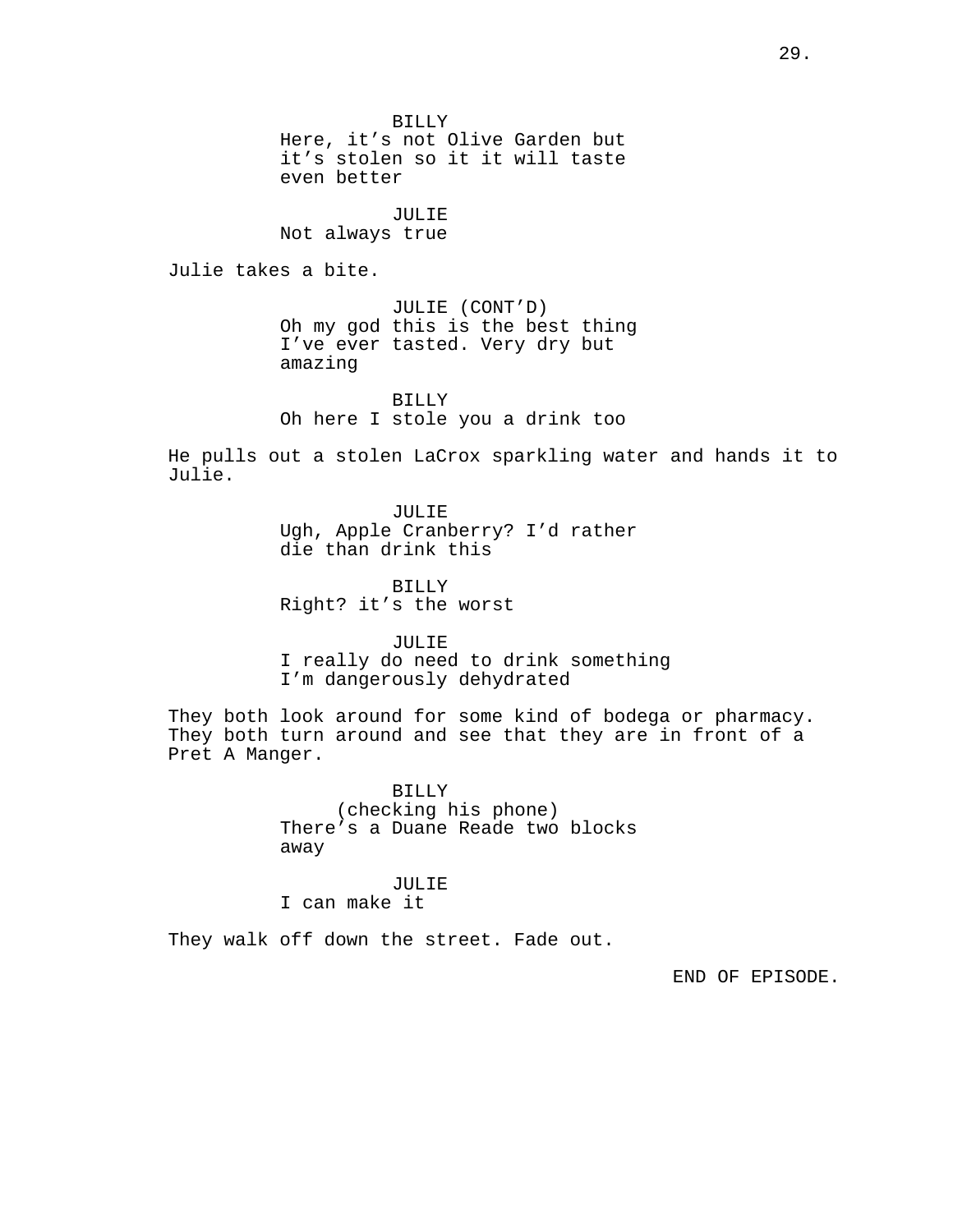BILLY
Here, it's not Olive Garden but it's stolen so it it will taste even better

JULIE
Not always true

Julie takes a bite.

JULIE (CONT'D)
Oh my god this is the best thing I've ever tasted. Very dry but amazing

BILLY
Oh here I stole you a drink too

He pulls out a stolen LaCrox sparkling water and hands it to Julie.

JULIE
Ugh, Apple Cranberry? I'd rather die than drink this

BILLY
Right? it's the worst

JULIE
I really do need to drink something I'm dangerously dehydrated

They both look around for some kind of bodega or pharmacy. They both turn around and see that they are in front of a Pret A Manger.

BILLY
(checking his phone)
There's a Duane Reade two blocks away

JULIE
I can make it

They walk off down the street. Fade out.

END OF EPISODE.